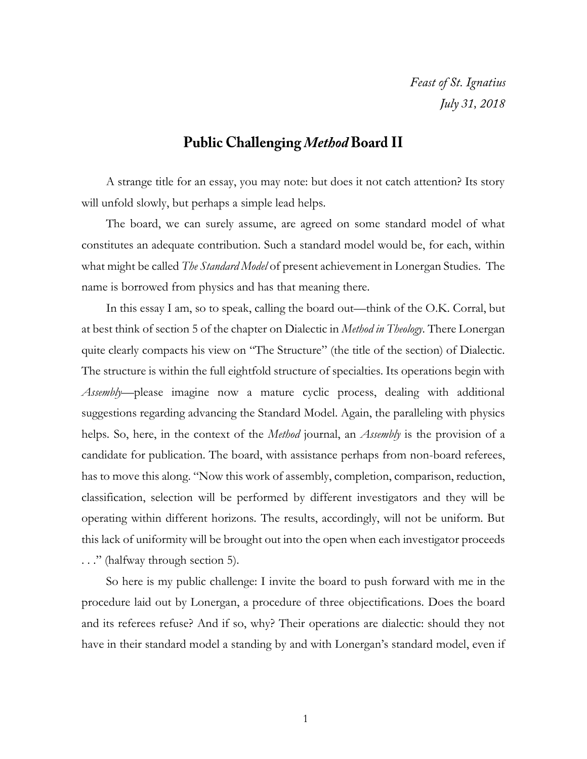*Feast of St. Ignatius*
*July 31, 2018*

# Public Challenging *Method* Board II

A strange title for an essay, you may note: but does it not catch attention? Its story will unfold slowly, but perhaps a simple lead helps.

The board, we can surely assume, are agreed on some standard model of what constitutes an adequate contribution. Such a standard model would be, for each, within what might be called *The Standard Model* of present achievement in Lonergan Studies. The name is borrowed from physics and has that meaning there.

In this essay I am, so to speak, calling the board out—think of the O.K. Corral, but at best think of section 5 of the chapter on Dialectic in *Method in Theology*. There Lonergan quite clearly compacts his view on "The Structure" (the title of the section) of Dialectic. The structure is within the full eightfold structure of specialties. Its operations begin with *Assembly*—please imagine now a mature cyclic process, dealing with additional suggestions regarding advancing the Standard Model. Again, the paralleling with physics helps. So, here, in the context of the *Method* journal, an *Assembly* is the provision of a candidate for publication. The board, with assistance perhaps from non-board referees, has to move this along. "Now this work of assembly, completion, comparison, reduction, classification, selection will be performed by different investigators and they will be operating within different horizons. The results, accordingly, will not be uniform. But this lack of uniformity will be brought out into the open when each investigator proceeds . . ." (halfway through section 5).

So here is my public challenge: I invite the board to push forward with me in the procedure laid out by Lonergan, a procedure of three objectifications. Does the board and its referees refuse? And if so, why? Their operations are dialectic: should they not have in their standard model a standing by and with Lonergan's standard model, even if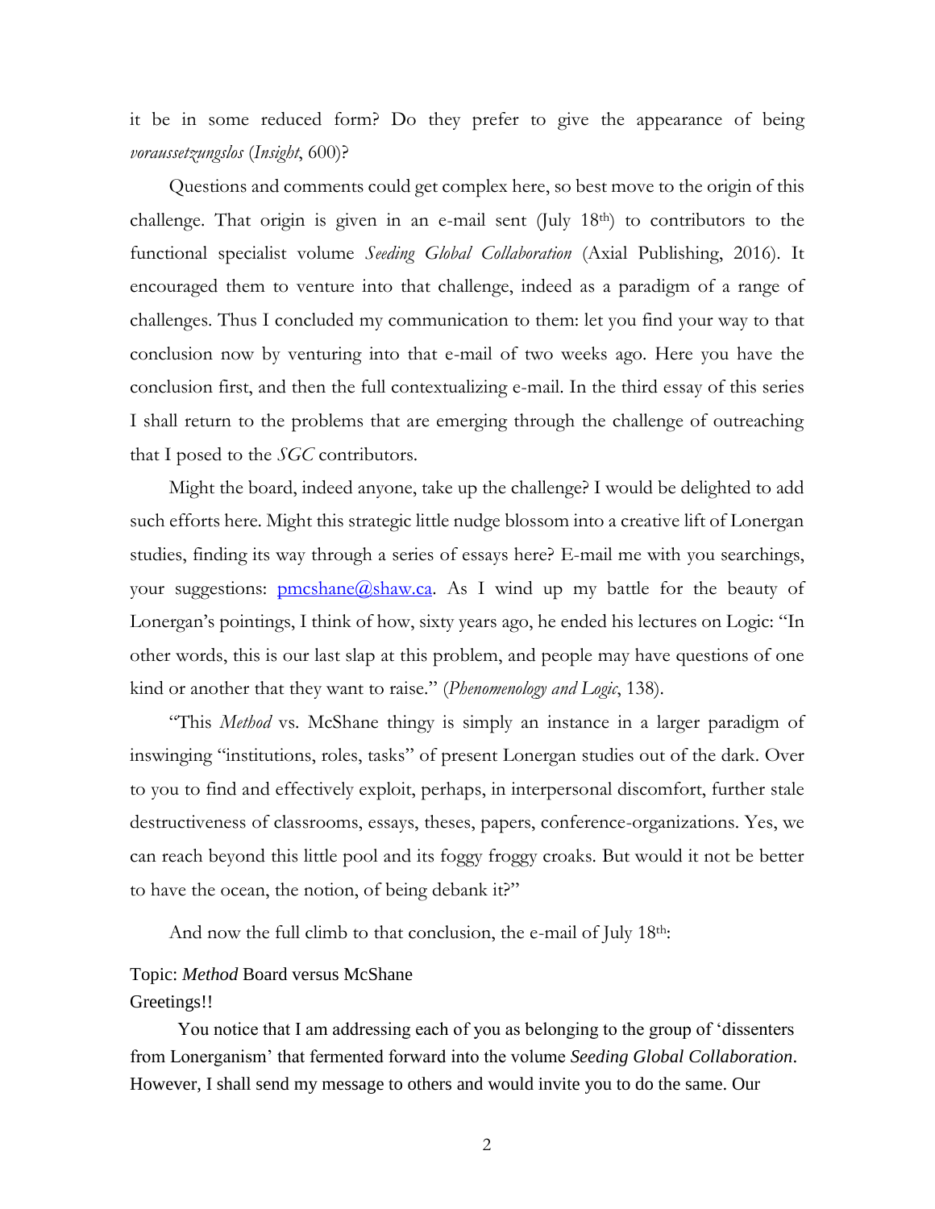it be in some reduced form? Do they prefer to give the appearance of being *voraussetzungslos* (*Insight*, 600)?

Questions and comments could get complex here, so best move to the origin of this challenge. That origin is given in an e-mail sent (July 18th) to contributors to the functional specialist volume *Seeding Global Collaboration* (Axial Publishing, 2016). It encouraged them to venture into that challenge, indeed as a paradigm of a range of challenges. Thus I concluded my communication to them: let you find your way to that conclusion now by venturing into that e-mail of two weeks ago. Here you have the conclusion first, and then the full contextualizing e-mail. In the third essay of this series I shall return to the problems that are emerging through the challenge of outreaching that I posed to the *SGC* contributors.

Might the board, indeed anyone, take up the challenge? I would be delighted to add such efforts here. Might this strategic little nudge blossom into a creative lift of Lonergan studies, finding its way through a series of essays here? E-mail me with you searchings, your suggestions: pmcshane@shaw.ca. As I wind up my battle for the beauty of Lonergan's pointings, I think of how, sixty years ago, he ended his lectures on Logic: "In other words, this is our last slap at this problem, and people may have questions of one kind or another that they want to raise." (*Phenomenology and Logic*, 138).

"This *Method* vs. McShane thingy is simply an instance in a larger paradigm of inswinging "institutions, roles, tasks" of present Lonergan studies out of the dark. Over to you to find and effectively exploit, perhaps, in interpersonal discomfort, further stale destructiveness of classrooms, essays, theses, papers, conference-organizations. Yes, we can reach beyond this little pool and its foggy froggy croaks. But would it not be better to have the ocean, the notion, of being debank it?"

And now the full climb to that conclusion, the e-mail of July 18th:

Topic: *Method* Board versus McShane
Greetings!!

You notice that I am addressing each of you as belonging to the group of 'dissenters from Lonerganism' that fermented forward into the volume *Seeding Global Collaboration*. However, I shall send my message to others and would invite you to do the same. Our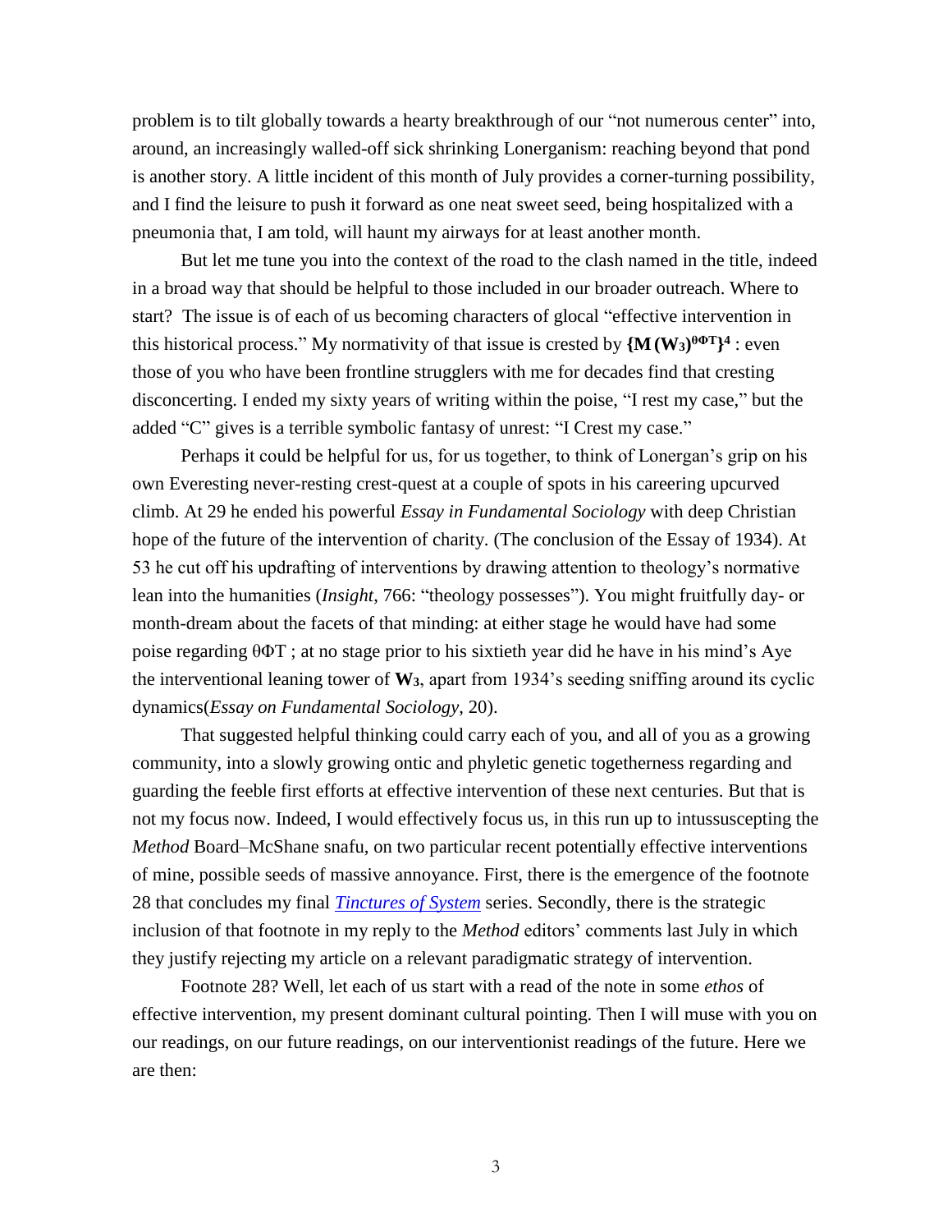problem is to tilt globally towards a hearty breakthrough of our "not numerous center" into, around, an increasingly walled-off sick shrinking Lonerganism: reaching beyond that pond is another story. A little incident of this month of July provides a corner-turning possibility, and I find the leisure to push it forward as one neat sweet seed, being hospitalized with a pneumonia that, I am told, will haunt my airways for at least another month.

But let me tune you into the context of the road to the clash named in the title, indeed in a broad way that should be helpful to those included in our broader outreach. Where to start? The issue is of each of us becoming characters of glocal "effective intervention in this historical process." My normativity of that issue is crested by $\{\mathbf{M}\,(\mathbf{W}_3)^{\theta\Phi T}\}^4$ : even those of you who have been frontline strugglers with me for decades find that cresting disconcerting. I ended my sixty years of writing within the poise, "I rest my case," but the added "C" gives is a terrible symbolic fantasy of unrest: "I Crest my case."

Perhaps it could be helpful for us, for us together, to think of Lonergan's grip on his own Everesting never-resting crest-quest at a couple of spots in his careering upcurved climb. At 29 he ended his powerful *Essay in Fundamental Sociology* with deep Christian hope of the future of the intervention of charity. (The conclusion of the Essay of 1934). At 53 he cut off his updrafting of interventions by drawing attention to theology's normative lean into the humanities (*Insight*, 766: "theology possesses"). You might fruitfully day- or month-dream about the facets of that minding: at either stage he would have had some poise regarding $\theta\Phi T$ ; at no stage prior to his sixtieth year did he have in his mind's Aye the interventional leaning tower of $\mathbf{W}_3$, apart from 1934's seeding sniffing around its cyclic dynamics(*Essay on Fundamental Sociology*, 20).

That suggested helpful thinking could carry each of you, and all of you as a growing community, into a slowly growing ontic and phyletic genetic togetherness regarding and guarding the feeble first efforts at effective intervention of these next centuries. But that is not my focus now. Indeed, I would effectively focus us, in this run up to intussuscepting the *Method* Board–McShane snafu, on two particular recent potentially effective interventions of mine, possible seeds of massive annoyance. First, there is the emergence of the footnote 28 that concludes my final *Tinctures of System* series. Secondly, there is the strategic inclusion of that footnote in my reply to the *Method* editors' comments last July in which they justify rejecting my article on a relevant paradigmatic strategy of intervention.

Footnote 28? Well, let each of us start with a read of the note in some *ethos* of effective intervention, my present dominant cultural pointing. Then I will muse with you on our readings, on our future readings, on our interventionist readings of the future. Here we are then: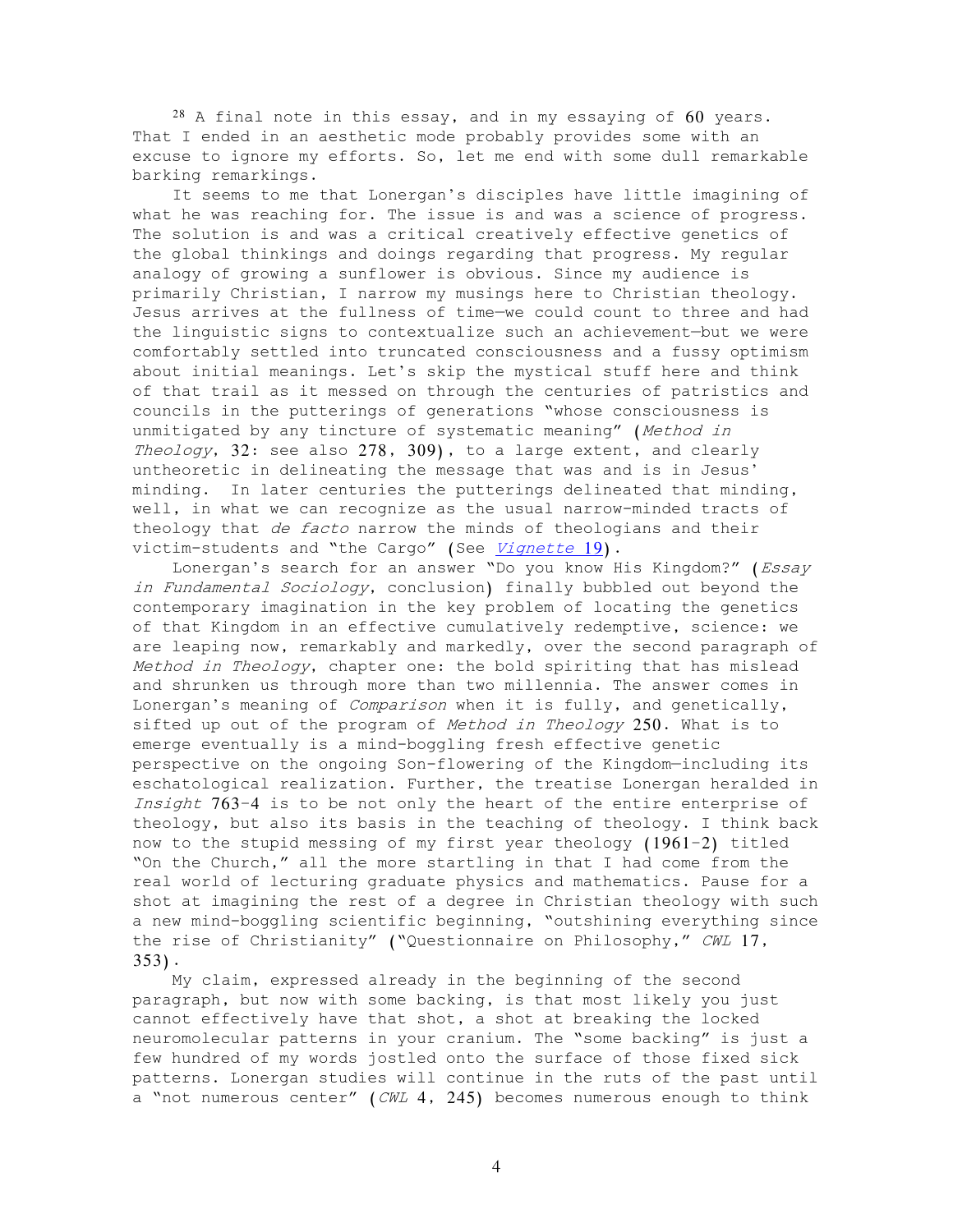[28] A final note in this essay, and in my essaying of 60 years. That I ended in an aesthetic mode probably provides some with an excuse to ignore my efforts. So, let me end with some dull remarkable barking remarkings.

It seems to me that Lonergan's disciples have little imagining of what he was reaching for. The issue is and was a science of progress. The solution is and was a critical creatively effective genetics of the global thinkings and doings regarding that progress. My regular analogy of growing a sunflower is obvious. Since my audience is primarily Christian, I narrow my musings here to Christian theology. Jesus arrives at the fullness of time—we could count to three and had the linguistic signs to contextualize such an achievement—but we were comfortably settled into truncated consciousness and a fussy optimism about initial meanings. Let's skip the mystical stuff here and think of that trail as it messed on through the centuries of patristics and councils in the putterings of generations "whose consciousness is unmitigated by any tincture of systematic meaning" (*Method in Theology*, 32: see also 278, 309), to a large extent, and clearly untheoretic in delineating the message that was and is in Jesus' minding. In later centuries the putterings delineated that minding, well, in what we can recognize as the usual narrow-minded tracts of theology that *de facto* narrow the minds of theologians and their victim-students and "the Cargo" (See *Vignette* 19).

Lonergan's search for an answer "Do you know His Kingdom?" (*Essay in Fundamental Sociology*, conclusion) finally bubbled out beyond the contemporary imagination in the key problem of locating the genetics of that Kingdom in an effective cumulatively redemptive, science: we are leaping now, remarkably and markedly, over the second paragraph of *Method in Theology*, chapter one: the bold spiriting that has mislead and shrunken us through more than two millennia. The answer comes in Lonergan's meaning of *Comparison* when it is fully, and genetically, sifted up out of the program of *Method in Theology* 250. What is to emerge eventually is a mind-boggling fresh effective genetic perspective on the ongoing Son-flowering of the Kingdom—including its eschatological realization. Further, the treatise Lonergan heralded in *Insight* 763-4 is to be not only the heart of the entire enterprise of theology, but also its basis in the teaching of theology. I think back now to the stupid messing of my first year theology (1961-2) titled "On the Church," all the more startling in that I had come from the real world of lecturing graduate physics and mathematics. Pause for a shot at imagining the rest of a degree in Christian theology with such a new mind-boggling scientific beginning, "outshining everything since the rise of Christianity" ("Questionnaire on Philosophy," *CWL* 17, 353).

My claim, expressed already in the beginning of the second paragraph, but now with some backing, is that most likely you just cannot effectively have that shot, a shot at breaking the locked neuromolecular patterns in your cranium. The "some backing" is just a few hundred of my words jostled onto the surface of those fixed sick patterns. Lonergan studies will continue in the ruts of the past until a "not numerous center" (*CWL* 4, 245) becomes numerous enough to think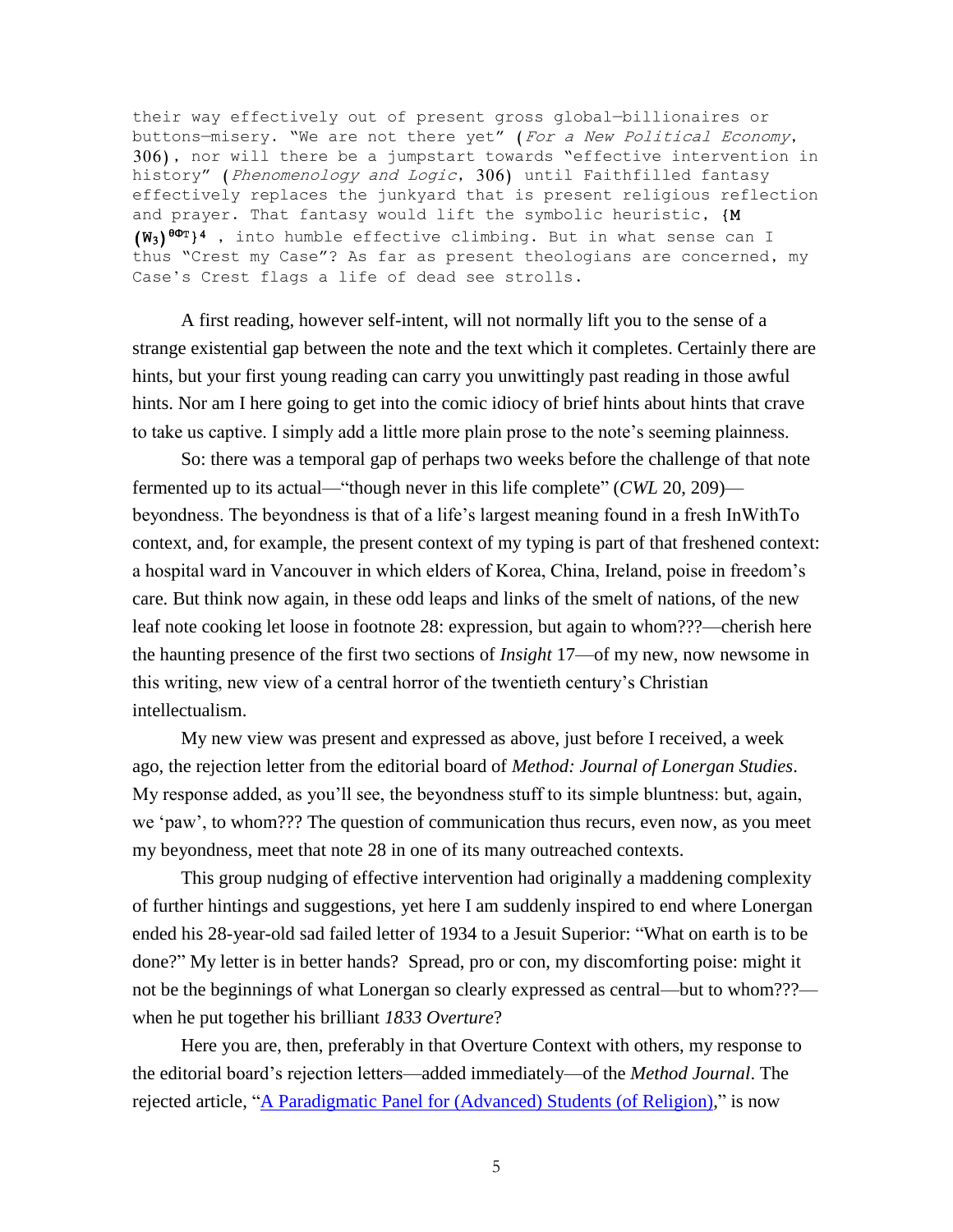their way effectively out of present gross global—billionaires or buttons—misery. "We are not there yet" (*For a New Political Economy*, 306), nor will there be a jumpstart towards "effective intervention in history" (*Phenomenology and Logic*, 306) until Faithfilled fantasy effectively replaces the junkyard that is present religious reflection and prayer. That fantasy would lift the symbolic heuristic, $\{M (W_3)^{\theta\Phi T}\}^4$ , into humble effective climbing. But in what sense can I thus "Crest my Case"? As far as present theologians are concerned, my Case's Crest flags a life of dead see strolls.

A first reading, however self-intent, will not normally lift you to the sense of a strange existential gap between the note and the text which it completes. Certainly there are hints, but your first young reading can carry you unwittingly past reading in those awful hints. Nor am I here going to get into the comic idiocy of brief hints about hints that crave to take us captive. I simply add a little more plain prose to the note's seeming plainness.

So: there was a temporal gap of perhaps two weeks before the challenge of that note fermented up to its actual—"though never in this life complete" (*CWL* 20, 209)—beyondness. The beyondness is that of a life's largest meaning found in a fresh InWithTo context, and, for example, the present context of my typing is part of that freshened context: a hospital ward in Vancouver in which elders of Korea, China, Ireland, poise in freedom's care. But think now again, in these odd leaps and links of the smelt of nations, of the new leaf note cooking let loose in footnote 28: expression, but again to whom???—cherish here the haunting presence of the first two sections of *Insight* 17—of my new, now newsome in this writing, new view of a central horror of the twentieth century's Christian intellectualism.

My new view was present and expressed as above, just before I received, a week ago, the rejection letter from the editorial board of *Method: Journal of Lonergan Studies*. My response added, as you'll see, the beyondness stuff to its simple bluntness: but, again, we 'paw', to whom??? The question of communication thus recurs, even now, as you meet my beyondness, meet that note 28 in one of its many outreached contexts.

This group nudging of effective intervention had originally a maddening complexity of further hintings and suggestions, yet here I am suddenly inspired to end where Lonergan ended his 28-year-old sad failed letter of 1934 to a Jesuit Superior: "What on earth is to be done?" My letter is in better hands? Spread, pro or con, my discomforting poise: might it not be the beginnings of what Lonergan so clearly expressed as central—but to whom???—when he put together his brilliant *1833 Overture*?

Here you are, then, preferably in that Overture Context with others, my response to the editorial board's rejection letters—added immediately—of the *Method Journal*. The rejected article, "A Paradigmatic Panel for (Advanced) Students (of Religion)," is now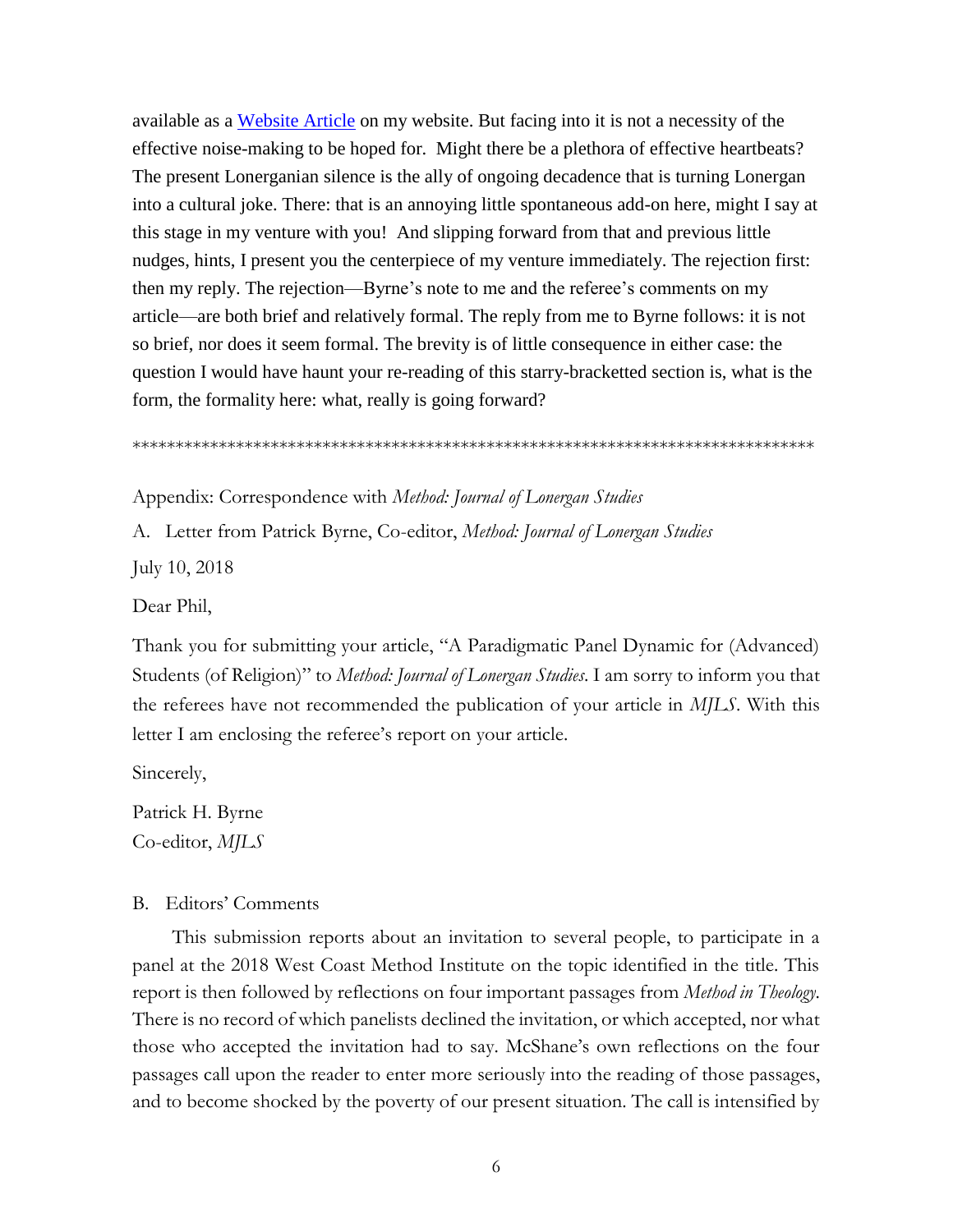available as a [Website Article] on my website. But facing into it is not a necessity of the effective noise-making to be hoped for. Might there be a plethora of effective heartbeats? The present Lonerganian silence is the ally of ongoing decadence that is turning Lonergan into a cultural joke. There: that is an annoying little spontaneous add-on here, might I say at this stage in my venture with you! And slipping forward from that and previous little nudges, hints, I present you the centerpiece of my venture immediately. The rejection first: then my reply. The rejection—Byrne's note to me and the referee's comments on my article—are both brief and relatively formal. The reply from me to Byrne follows: it is not so brief, nor does it seem formal. The brevity is of little consequence in either case: the question I would have haunt your re-reading of this starry-bracketted section is, what is the form, the formality here: what, really is going forward?

*********************************************************************************

Appendix: Correspondence with *Method: Journal of Lonergan Studies*

A. Letter from Patrick Byrne, Co-editor, *Method: Journal of Lonergan Studies*

July 10, 2018

Dear Phil,

Thank you for submitting your article, "A Paradigmatic Panel Dynamic for (Advanced) Students (of Religion)" to *Method: Journal of Lonergan Studies*. I am sorry to inform you that the referees have not recommended the publication of your article in *MJLS*. With this letter I am enclosing the referee's report on your article.

Sincerely,

Patrick H. Byrne
Co-editor, *MJLS*

B. Editors' Comments

This submission reports about an invitation to several people, to participate in a panel at the 2018 West Coast Method Institute on the topic identified in the title. This report is then followed by reflections on four important passages from *Method in Theology*. There is no record of which panelists declined the invitation, or which accepted, nor what those who accepted the invitation had to say. McShane's own reflections on the four passages call upon the reader to enter more seriously into the reading of those passages, and to become shocked by the poverty of our present situation. The call is intensified by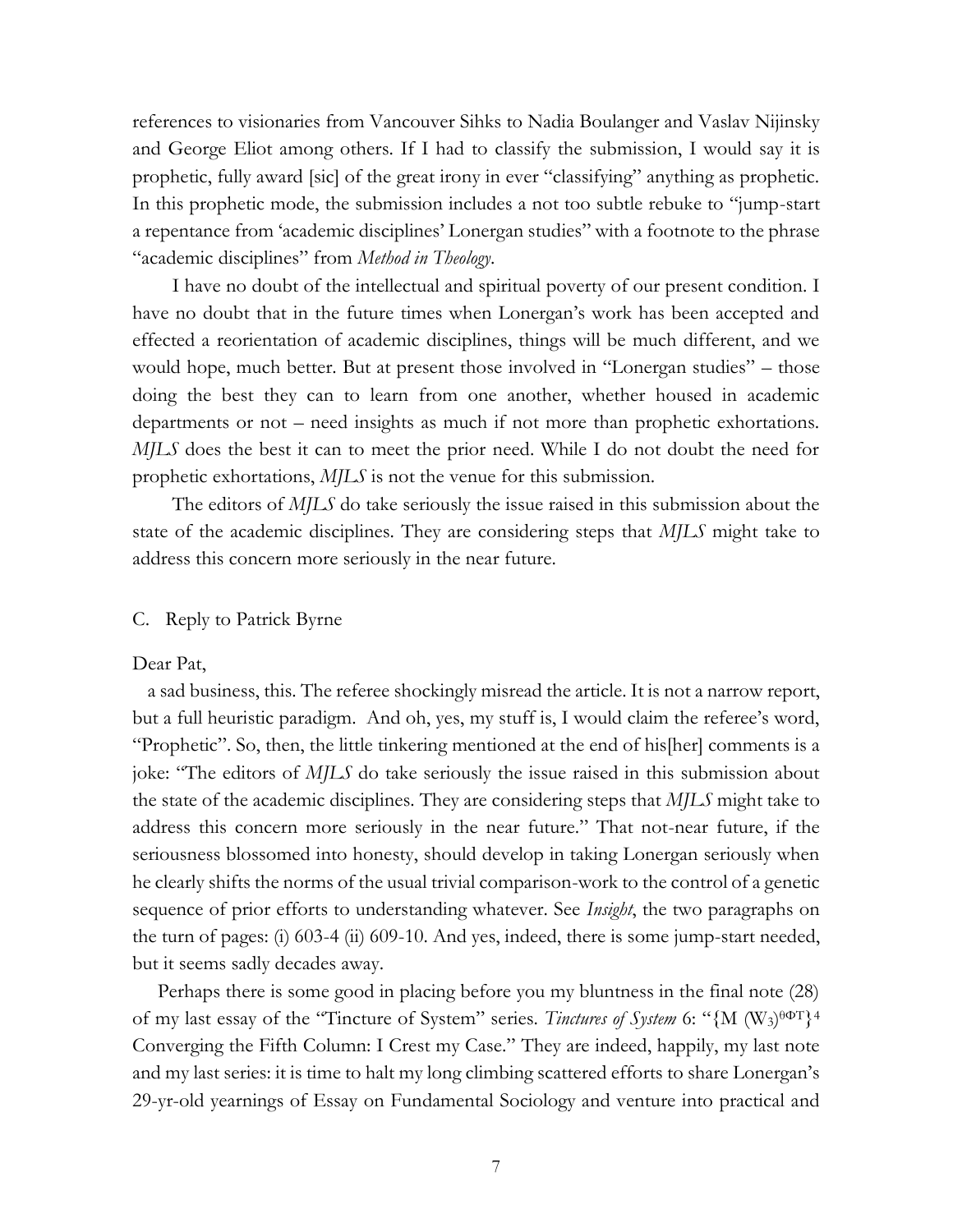references to visionaries from Vancouver Sihks to Nadia Boulanger and Vaslav Nijinsky and George Eliot among others. If I had to classify the submission, I would say it is prophetic, fully award [sic] of the great irony in ever "classifying" anything as prophetic. In this prophetic mode, the submission includes a not too subtle rebuke to "jump-start a repentance from 'academic disciplines' Lonergan studies" with a footnote to the phrase "academic disciplines" from *Method in Theology*.

I have no doubt of the intellectual and spiritual poverty of our present condition. I have no doubt that in the future times when Lonergan's work has been accepted and effected a reorientation of academic disciplines, things will be much different, and we would hope, much better. But at present those involved in "Lonergan studies" – those doing the best they can to learn from one another, whether housed in academic departments or not – need insights as much if not more than prophetic exhortations. *MJLS* does the best it can to meet the prior need. While I do not doubt the need for prophetic exhortations, *MJLS* is not the venue for this submission.

The editors of *MJLS* do take seriously the issue raised in this submission about the state of the academic disciplines. They are considering steps that *MJLS* might take to address this concern more seriously in the near future.

## C. Reply to Patrick Byrne

Dear Pat,

a sad business, this. The referee shockingly misread the article. It is not a narrow report, but a full heuristic paradigm. And oh, yes, my stuff is, I would claim the referee's word, "Prophetic". So, then, the little tinkering mentioned at the end of his[her] comments is a joke: "The editors of *MJLS* do take seriously the issue raised in this submission about the state of the academic disciplines. They are considering steps that *MJLS* might take to address this concern more seriously in the near future." That not-near future, if the seriousness blossomed into honesty, should develop in taking Lonergan seriously when he clearly shifts the norms of the usual trivial comparison-work to the control of a genetic sequence of prior efforts to understanding whatever. See *Insight*, the two paragraphs on the turn of pages: (i) 603-4 (ii) 609-10. And yes, indeed, there is some jump-start needed, but it seems sadly decades away.

Perhaps there is some good in placing before you my bluntness in the final note (28) of my last essay of the "Tincture of System" series. *Tinctures of System* 6: "$\{M\ (W_3)^{\theta\Phi T}\}^4$ Converging the Fifth Column: I Crest my Case." They are indeed, happily, my last note and my last series: it is time to halt my long climbing scattered efforts to share Lonergan's 29-yr-old yearnings of Essay on Fundamental Sociology and venture into practical and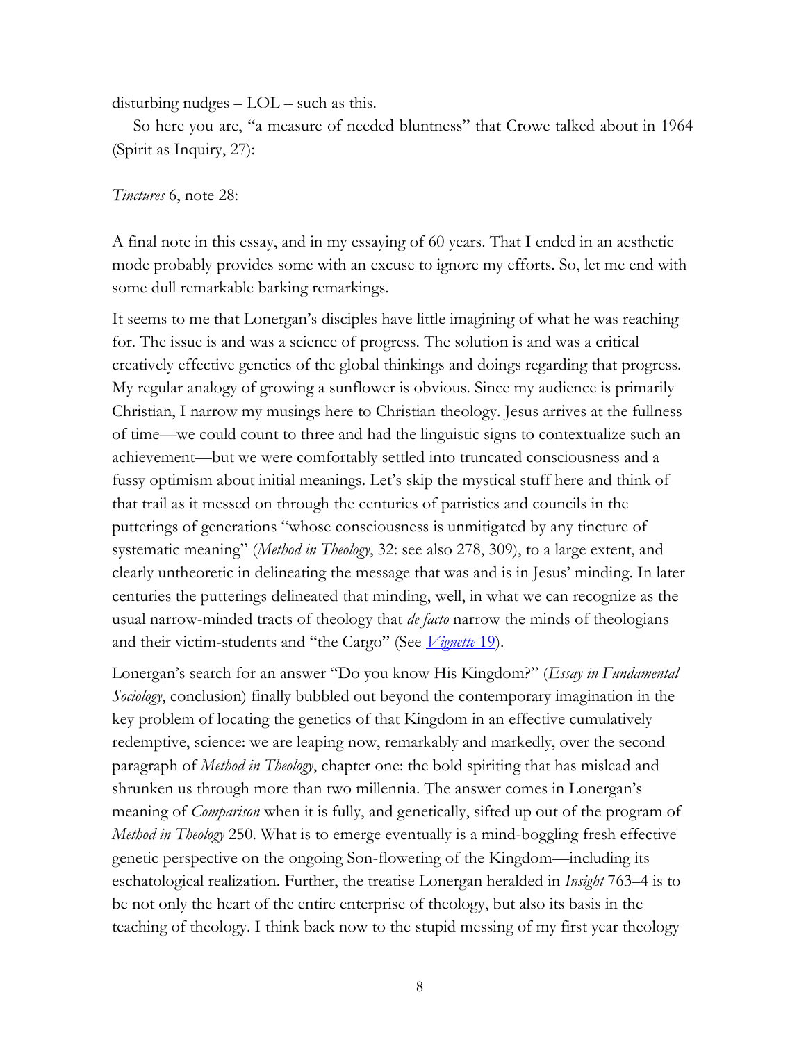disturbing nudges – LOL – such as this.

So here you are, "a measure of needed bluntness" that Crowe talked about in 1964 (Spirit as Inquiry, 27):

*Tinctures* 6, note 28:

A final note in this essay, and in my essaying of 60 years. That I ended in an aesthetic mode probably provides some with an excuse to ignore my efforts. So, let me end with some dull remarkable barking remarkings.

It seems to me that Lonergan's disciples have little imagining of what he was reaching for. The issue is and was a science of progress. The solution is and was a critical creatively effective genetics of the global thinkings and doings regarding that progress. My regular analogy of growing a sunflower is obvious. Since my audience is primarily Christian, I narrow my musings here to Christian theology. Jesus arrives at the fullness of time—we could count to three and had the linguistic signs to contextualize such an achievement—but we were comfortably settled into truncated consciousness and a fussy optimism about initial meanings. Let's skip the mystical stuff here and think of that trail as it messed on through the centuries of patristics and councils in the putterings of generations "whose consciousness is unmitigated by any tincture of systematic meaning" (*Method in Theology*, 32: see also 278, 309), to a large extent, and clearly untheoretic in delineating the message that was and is in Jesus' minding. In later centuries the putterings delineated that minding, well, in what we can recognize as the usual narrow-minded tracts of theology that *de facto* narrow the minds of theologians and their victim-students and "the Cargo" (See *Vignette* 19).

Lonergan's search for an answer "Do you know His Kingdom?" (*Essay in Fundamental Sociology*, conclusion) finally bubbled out beyond the contemporary imagination in the key problem of locating the genetics of that Kingdom in an effective cumulatively redemptive, science: we are leaping now, remarkably and markedly, over the second paragraph of *Method in Theology*, chapter one: the bold spiriting that has mislead and shrunken us through more than two millennia. The answer comes in Lonergan's meaning of *Comparison* when it is fully, and genetically, sifted up out of the program of *Method in Theology* 250. What is to emerge eventually is a mind-boggling fresh effective genetic perspective on the ongoing Son-flowering of the Kingdom—including its eschatological realization. Further, the treatise Lonergan heralded in *Insight* 763–4 is to be not only the heart of the entire enterprise of theology, but also its basis in the teaching of theology. I think back now to the stupid messing of my first year theology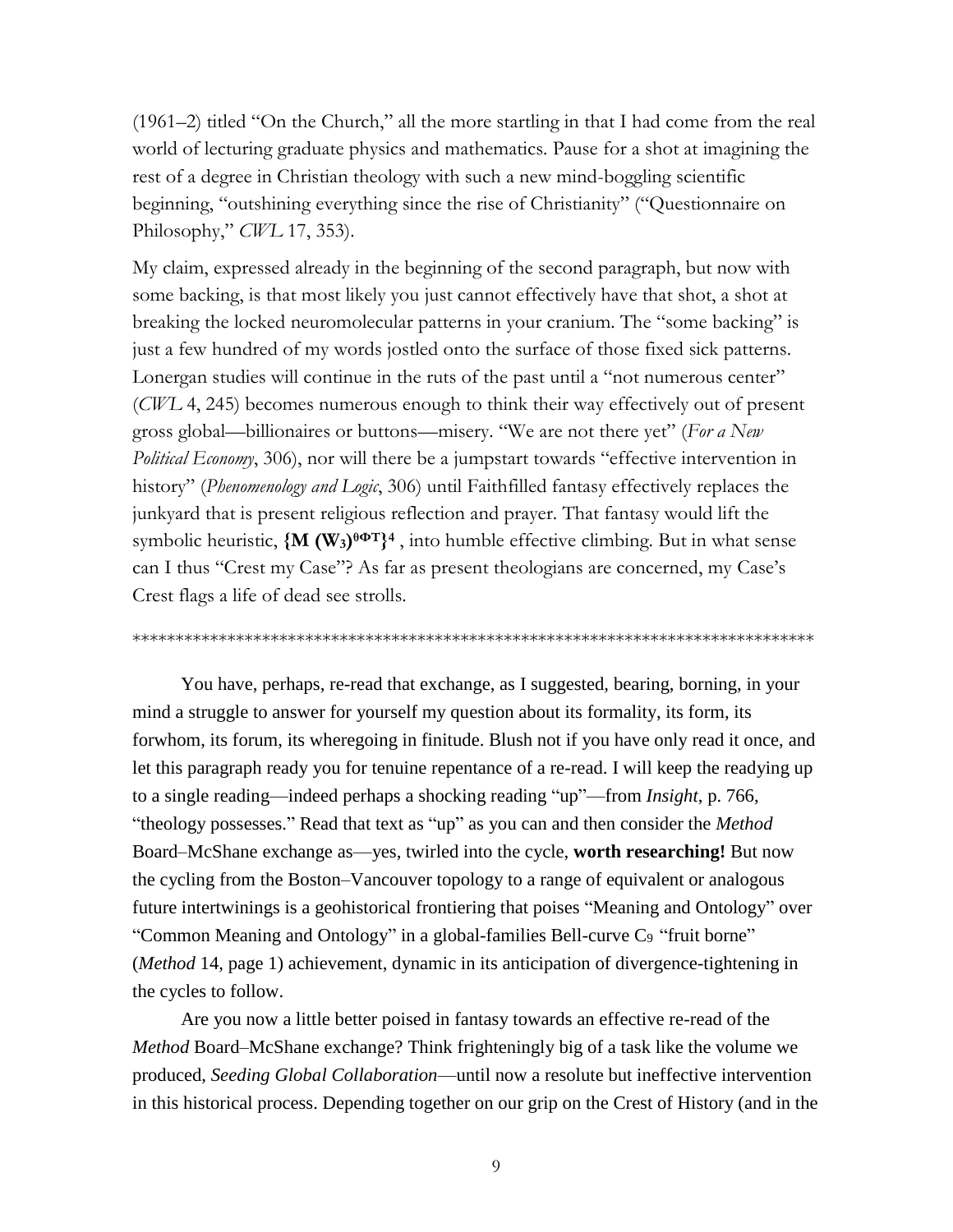(1961–2) titled "On the Church," all the more startling in that I had come from the real world of lecturing graduate physics and mathematics. Pause for a shot at imagining the rest of a degree in Christian theology with such a new mind-boggling scientific beginning, "outshining everything since the rise of Christianity" ("Questionnaire on Philosophy," *CWL* 17, 353).

My claim, expressed already in the beginning of the second paragraph, but now with some backing, is that most likely you just cannot effectively have that shot, a shot at breaking the locked neuromolecular patterns in your cranium. The "some backing" is just a few hundred of my words jostled onto the surface of those fixed sick patterns. Lonergan studies will continue in the ruts of the past until a "not numerous center" (*CWL* 4, 245) becomes numerous enough to think their way effectively out of present gross global—billionaires or buttons—misery. "We are not there yet" (*For a New Political Economy*, 306), nor will there be a jumpstart towards "effective intervention in history" (*Phenomenology and Logic*, 306) until Faithfilled fantasy effectively replaces the junkyard that is present religious reflection and prayer. That fantasy would lift the symbolic heuristic, $\{M (W_3)^{\theta\Phi T}\}^4$ , into humble effective climbing. But in what sense can I thus "Crest my Case"? As far as present theologians are concerned, my Case's Crest flags a life of dead see strolls.

********************************************************************************

You have, perhaps, re-read that exchange, as I suggested, bearing, borning, in your mind a struggle to answer for yourself my question about its formality, its form, its forwhom, its forum, its wheregoing in finitude. Blush not if you have only read it once, and let this paragraph ready you for tenuine repentance of a re-read. I will keep the readying up to a single reading—indeed perhaps a shocking reading "up"—from *Insight*, p. 766, "theology possesses." Read that text as "up" as you can and then consider the *Method* Board–McShane exchange as—yes, twirled into the cycle, **worth researching!** But now the cycling from the Boston–Vancouver topology to a range of equivalent or analogous future intertwinings is a geohistorical frontiering that poises "Meaning and Ontology" over "Common Meaning and Ontology" in a global-families Bell-curve $C_9$ "fruit borne" (*Method* 14, page 1) achievement, dynamic in its anticipation of divergence-tightening in the cycles to follow.

Are you now a little better poised in fantasy towards an effective re-read of the *Method* Board–McShane exchange? Think frighteningly big of a task like the volume we produced, *Seeding Global Collaboration*—until now a resolute but ineffective intervention in this historical process. Depending together on our grip on the Crest of History (and in the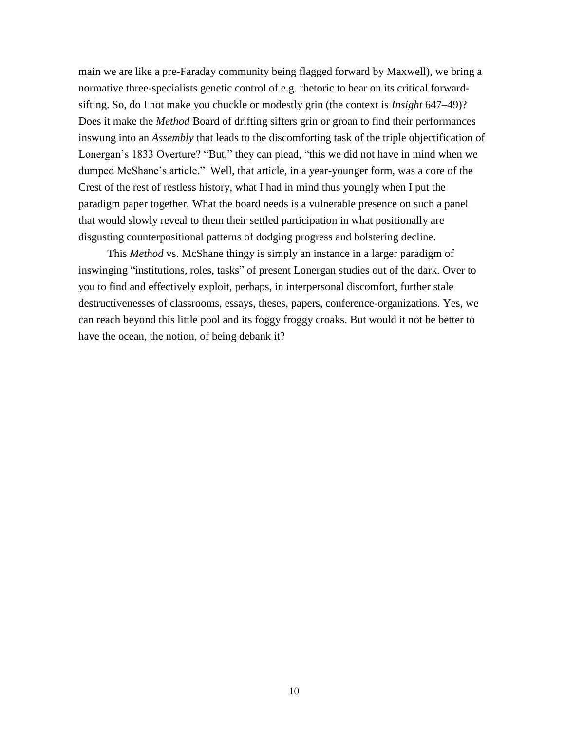main we are like a pre-Faraday community being flagged forward by Maxwell), we bring a normative three-specialists genetic control of e.g. rhetoric to bear on its critical forward-sifting. So, do I not make you chuckle or modestly grin (the context is *Insight* 647–49)? Does it make the *Method* Board of drifting sifters grin or groan to find their performances inswung into an *Assembly* that leads to the discomforting task of the triple objectification of Lonergan's 1833 Overture? "But," they can plead, "this we did not have in mind when we dumped McShane's article." Well, that article, in a year-younger form, was a core of the Crest of the rest of restless history, what I had in mind thus youngly when I put the paradigm paper together. What the board needs is a vulnerable presence on such a panel that would slowly reveal to them their settled participation in what positionally are disgusting counterpositional patterns of dodging progress and bolstering decline.

This *Method* vs. McShane thingy is simply an instance in a larger paradigm of inswinging "institutions, roles, tasks" of present Lonergan studies out of the dark. Over to you to find and effectively exploit, perhaps, in interpersonal discomfort, further stale destructivenesses of classrooms, essays, theses, papers, conference-organizations. Yes, we can reach beyond this little pool and its foggy froggy croaks. But would it not be better to have the ocean, the notion, of being debank it?